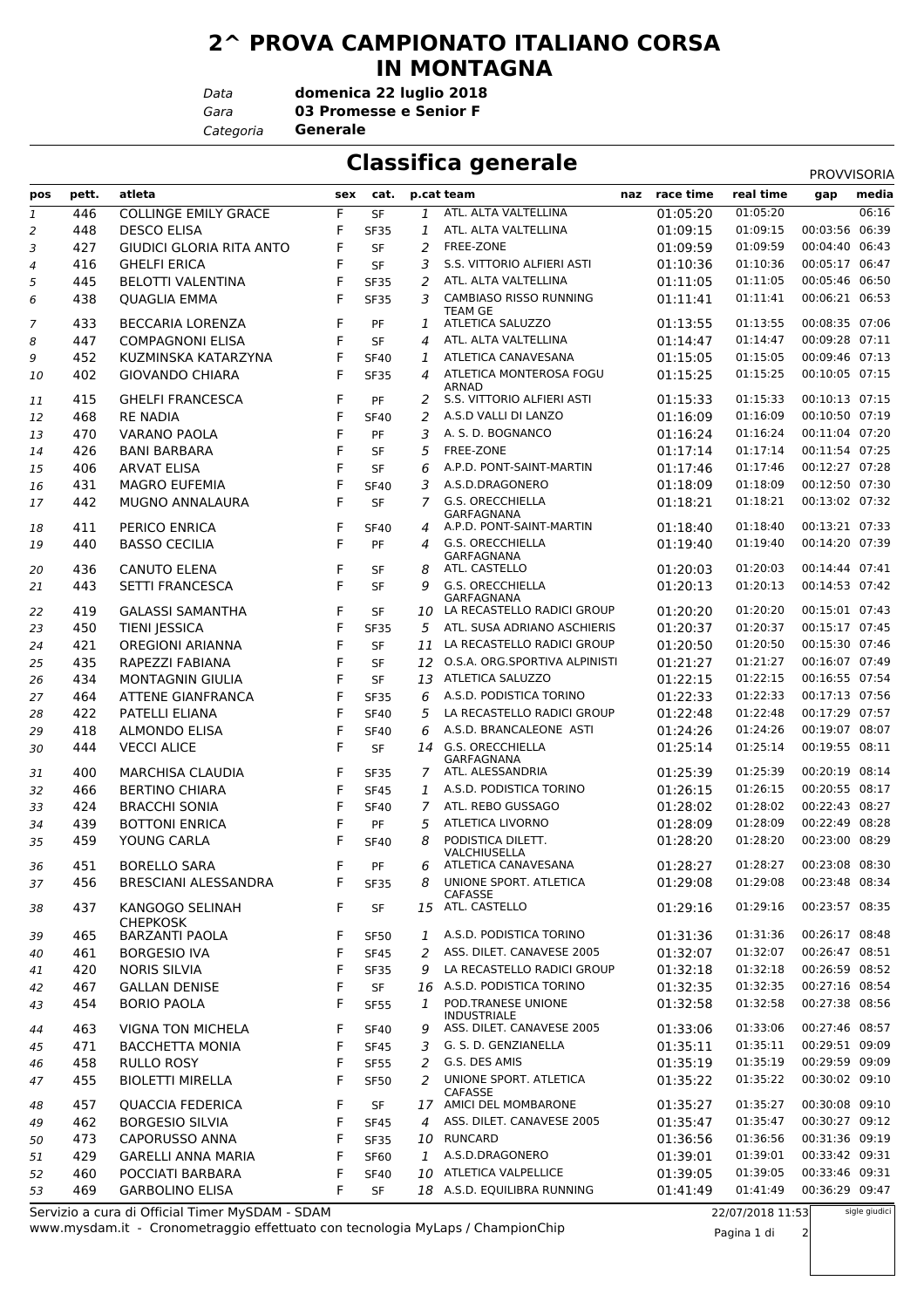# 2^ PROVA CAMPIONATO ITALIANO CORSA IN MONTAGNA

*Data* **domenica 22 luglio 2018**
*Gara* **03 Promesse e Senior F**
*Categoria* **Generale**

## Classifica generale

PROVVISORIA

| pos | pett. | atleta | sex | cat. | p.cat | team | naz | race time | real time | gap | media |
|---|---|---|---|---|---|---|---|---|---|---|---|
| 1 | 446 | COLLINGE EMILY GRACE | F | SF | 1 | ATL. ALTA VALTELLINA | | 01:05:20 | 01:05:20 | | 06:16 |
| 2 | 448 | DESCO ELISA | F | SF35 | 1 | ATL. ALTA VALTELLINA | | 01:09:15 | 01:09:15 | 00:03:56 | 06:39 |
| 3 | 427 | GIUDICI GLORIA RITA ANTO | F | SF | 2 | FREE-ZONE | | 01:09:59 | 01:09:59 | 00:04:40 | 06:43 |
| 4 | 416 | GHELFI ERICA | F | SF | 3 | S.S. VITTORIO ALFIERI ASTI | | 01:10:36 | 01:10:36 | 00:05:17 | 06:47 |
| 5 | 445 | BELOTTI VALENTINA | F | SF35 | 2 | ATL. ALTA VALTELLINA | | 01:11:05 | 01:11:05 | 00:05:46 | 06:50 |
| 6 | 438 | QUAGLIA EMMA | F | SF35 | 3 | CAMBIASO RISSO RUNNING TEAM GE | | 01:11:41 | 01:11:41 | 00:06:21 | 06:53 |
| 7 | 433 | BECCARIA LORENZA | F | PF | 1 | ATLETICA SALUZZO | | 01:13:55 | 01:13:55 | 00:08:35 | 07:06 |
| 8 | 447 | COMPAGNONI ELISA | F | SF | 4 | ATL. ALTA VALTELLINA | | 01:14:47 | 01:14:47 | 00:09:28 | 07:11 |
| 9 | 452 | KUZMINSKA KATARZYNA | F | SF40 | 1 | ATLETICA CANAVESANA | | 01:15:05 | 01:15:05 | 00:09:46 | 07:13 |
| 10 | 402 | GIOVANDO CHIARA | F | SF35 | 4 | ATLETICA MONTEROSA FOGU ARNAD | | 01:15:25 | 01:15:25 | 00:10:05 | 07:15 |
| 11 | 415 | GHELFI FRANCESCA | F | PF | 2 | S.S. VITTORIO ALFIERI ASTI | | 01:15:33 | 01:15:33 | 00:10:13 | 07:15 |
| 12 | 468 | RE NADIA | F | SF40 | 2 | A.S.D VALLI DI LANZO | | 01:16:09 | 01:16:09 | 00:10:50 | 07:19 |
| 13 | 470 | VARANO PAOLA | F | PF | 3 | A. S. D. BOGNANCO | | 01:16:24 | 01:16:24 | 00:11:04 | 07:20 |
| 14 | 426 | BANI BARBARA | F | SF | 5 | FREE-ZONE | | 01:17:14 | 01:17:14 | 00:11:54 | 07:25 |
| 15 | 406 | ARVAT ELISA | F | SF | 6 | A.P.D. PONT-SAINT-MARTIN | | 01:17:46 | 01:17:46 | 00:12:27 | 07:28 |
| 16 | 431 | MAGRO EUFEMIA | F | SF40 | 3 | A.S.D.DRAGONERO | | 01:18:09 | 01:18:09 | 00:12:50 | 07:30 |
| 17 | 442 | MUGNO ANNALAURA | F | SF | 7 | G.S. ORECCHIELLA GARFAGNANA | | 01:18:21 | 01:18:21 | 00:13:02 | 07:32 |
| 18 | 411 | PERICO ENRICA | F | SF40 | 4 | A.P.D. PONT-SAINT-MARTIN | | 01:18:40 | 01:18:40 | 00:13:21 | 07:33 |
| 19 | 440 | BASSO CECILIA | F | PF | 4 | G.S. ORECCHIELLA GARFAGNANA | | 01:19:40 | 01:19:40 | 00:14:20 | 07:39 |
| 20 | 436 | CANUTO ELENA | F | SF | 8 | ATL. CASTELLO | | 01:20:03 | 01:20:03 | 00:14:44 | 07:41 |
| 21 | 443 | SETTI FRANCESCA | F | SF | 9 | G.S. ORECCHIELLA GARFAGNANA | | 01:20:13 | 01:20:13 | 00:14:53 | 07:42 |
| 22 | 419 | GALASSI SAMANTHA | F | SF | 10 | LA RECASTELLO RADICI GROUP | | 01:20:20 | 01:20:20 | 00:15:01 | 07:43 |
| 23 | 450 | TIENI JESSICA | F | SF35 | 5 | ATL. SUSA ADRIANO ASCHIERIS | | 01:20:37 | 01:20:37 | 00:15:17 | 07:45 |
| 24 | 421 | OREGIONI ARIANNA | F | SF | 11 | LA RECASTELLO RADICI GROUP | | 01:20:50 | 01:20:50 | 00:15:30 | 07:46 |
| 25 | 435 | RAPEZZI FABIANA | F | SF | 12 | O.S.A. ORG.SPORTIVA ALPINISTI | | 01:21:27 | 01:21:27 | 00:16:07 | 07:49 |
| 26 | 434 | MONTAGNIN GIULIA | F | SF | 13 | ATLETICA SALUZZO | | 01:22:15 | 01:22:15 | 00:16:55 | 07:54 |
| 27 | 464 | ATTENE GIANFRANCA | F | SF35 | 6 | A.S.D. PODISTICA TORINO | | 01:22:33 | 01:22:33 | 00:17:13 | 07:56 |
| 28 | 422 | PATELLI ELIANA | F | SF40 | 5 | LA RECASTELLO RADICI GROUP | | 01:22:48 | 01:22:48 | 00:17:29 | 07:57 |
| 29 | 418 | ALMONDO ELISA | F | SF40 | 6 | A.S.D. BRANCALEONE ASTI | | 01:24:26 | 01:24:26 | 00:19:07 | 08:07 |
| 30 | 444 | VECCI ALICE | F | SF | 14 | G.S. ORECCHIELLA GARFAGNANA | | 01:25:14 | 01:25:14 | 00:19:55 | 08:11 |
| 31 | 400 | MARCHISA CLAUDIA | F | SF35 | 7 | ATL. ALESSANDRIA | | 01:25:39 | 01:25:39 | 00:20:19 | 08:14 |
| 32 | 466 | BERTINO CHIARA | F | SF45 | 1 | A.S.D. PODISTICA TORINO | | 01:26:15 | 01:26:15 | 00:20:55 | 08:17 |
| 33 | 424 | BRACCHI SONIA | F | SF40 | 7 | ATL. REBO GUSSAGO | | 01:28:02 | 01:28:02 | 00:22:43 | 08:27 |
| 34 | 439 | BOTTONI ENRICA | F | PF | 5 | ATLETICA LIVORNO | | 01:28:09 | 01:28:09 | 00:22:49 | 08:28 |
| 35 | 459 | YOUNG CARLA | F | SF40 | 8 | PODISTICA DILETT. VALCHIUSELLA | | 01:28:20 | 01:28:20 | 00:23:00 | 08:29 |
| 36 | 451 | BORELLO SARA | F | PF | 6 | ATLETICA CANAVESANA | | 01:28:27 | 01:28:27 | 00:23:08 | 08:30 |
| 37 | 456 | BRESCIANI ALESSANDRA | F | SF35 | 8 | UNIONE SPORT. ATLETICA CAFASSE | | 01:29:08 | 01:29:08 | 00:23:48 | 08:34 |
| 38 | 437 | KANGOGO SELINAH CHEPKOSK | F | SF | 15 | ATL. CASTELLO | | 01:29:16 | 01:29:16 | 00:23:57 | 08:35 |
| 39 | 465 | BARZANTI PAOLA | F | SF50 | 1 | A.S.D. PODISTICA TORINO | | 01:31:36 | 01:31:36 | 00:26:17 | 08:48 |
| 40 | 461 | BORGESIO IVA | F | SF45 | 2 | ASS. DILET. CANAVESE 2005 | | 01:32:07 | 01:32:07 | 00:26:47 | 08:51 |
| 41 | 420 | NORIS SILVIA | F | SF35 | 9 | LA RECASTELLO RADICI GROUP | | 01:32:18 | 01:32:18 | 00:26:59 | 08:52 |
| 42 | 467 | GALLAN DENISE | F | SF | 16 | A.S.D. PODISTICA TORINO | | 01:32:35 | 01:32:35 | 00:27:16 | 08:54 |
| 43 | 454 | BORIO PAOLA | F | SF55 | 1 | POD.TRANESE UNIONE INDUSTRIALE | | 01:32:58 | 01:32:58 | 00:27:38 | 08:56 |
| 44 | 463 | VIGNA TON MICHELA | F | SF40 | 9 | ASS. DILET. CANAVESE 2005 | | 01:33:06 | 01:33:06 | 00:27:46 | 08:57 |
| 45 | 471 | BACCHETTA MONIA | F | SF45 | 3 | G. S. D. GENZIANELLA | | 01:35:11 | 01:35:11 | 00:29:51 | 09:09 |
| 46 | 458 | RULLO ROSY | F | SF55 | 2 | G.S. DES AMIS | | 01:35:19 | 01:35:19 | 00:29:59 | 09:09 |
| 47 | 455 | BIOLETTI MIRELLA | F | SF50 | 2 | UNIONE SPORT. ATLETICA CAFASSE | | 01:35:22 | 01:35:22 | 00:30:02 | 09:10 |
| 48 | 457 | QUACCIA FEDERICA | F | SF | 17 | AMICI DEL MOMBARONE | | 01:35:27 | 01:35:27 | 00:30:08 | 09:10 |
| 49 | 462 | BORGESIO SILVIA | F | SF45 | 4 | ASS. DILET. CANAVESE 2005 | | 01:35:47 | 01:35:47 | 00:30:27 | 09:12 |
| 50 | 473 | CAPORUSSO ANNA | F | SF35 | 10 | RUNCARD | | 01:36:56 | 01:36:56 | 00:31:36 | 09:19 |
| 51 | 429 | GARELLI ANNA MARIA | F | SF60 | 1 | A.S.D.DRAGONERO | | 01:39:01 | 01:39:01 | 00:33:42 | 09:31 |
| 52 | 460 | POCCIATI BARBARA | F | SF40 | 10 | ATLETICA VALPELLICE | | 01:39:05 | 01:39:05 | 00:33:46 | 09:31 |
| 53 | 469 | GARBOLINO ELISA | F | SF | 18 | A.S.D. EQUILIBRA RUNNING | | 01:41:49 | 01:41:49 | 00:36:29 | 09:47 |

Servizio a cura di Official Timer MySDAM - SDAM
www.mysdam.it - Cronometraggio effettuato con tecnologia MyLaps / ChampionChip

22/07/2018 11:53

sigle giudici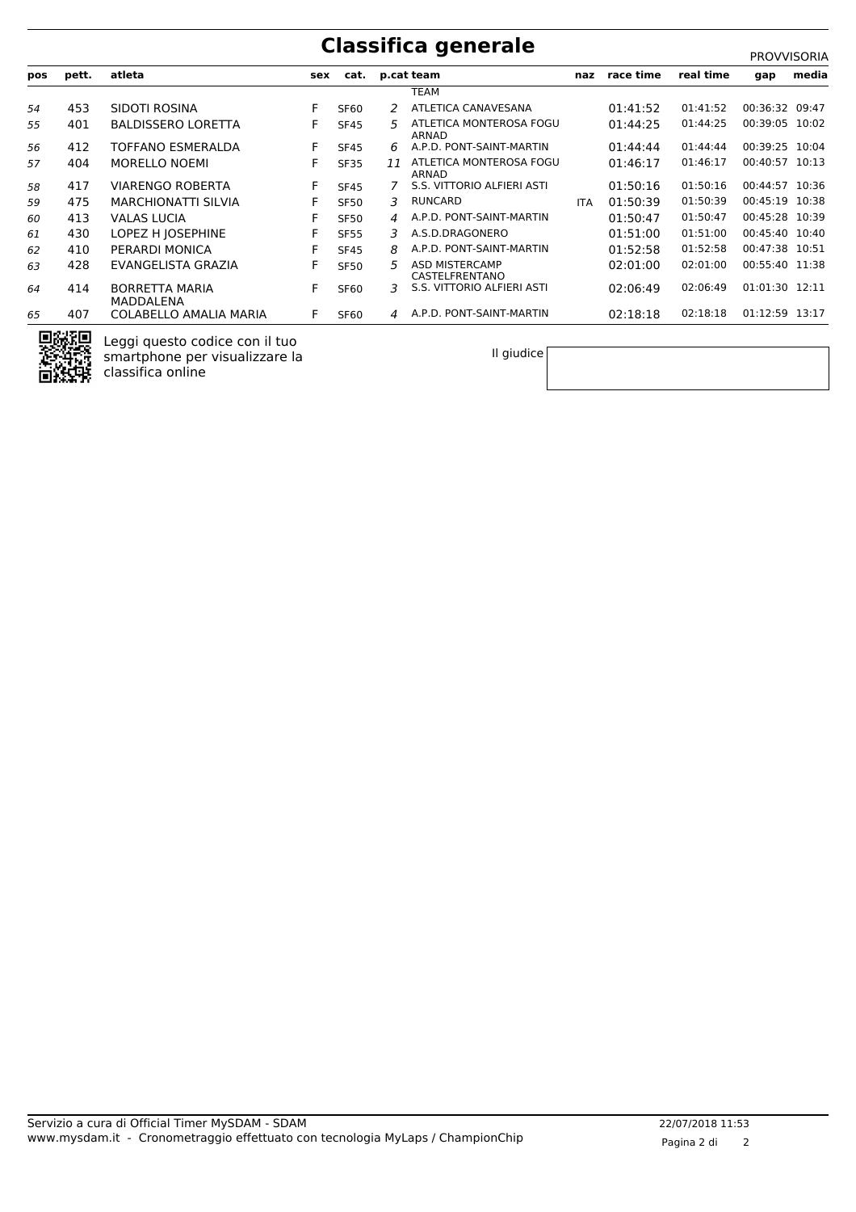# Classifica generale

PROVVISORIA

| pos | pett. | atleta | sex | cat. | p.cat | team | naz | race time | real time | gap | media |
|---|---|---|---|---|---|---|---|---|---|---|---|
| | | | | | | TEAM | | | | | |
| 54 | 453 | SIDOTI ROSINA | F | SF60 | 2 | ATLETICA CANAVESANA | | 01:41:52 | 01:41:52 | 00:36:32 | 09:47 |
| 55 | 401 | BALDISSERO LORETTA | F | SF45 | 5 | ATLETICA MONTEROSA FOGU ARNAD | | 01:44:25 | 01:44:25 | 00:39:05 | 10:02 |
| 56 | 412 | TOFFANO ESMERALDA | F | SF45 | 6 | A.P.D. PONT-SAINT-MARTIN | | 01:44:44 | 01:44:44 | 00:39:25 | 10:04 |
| 57 | 404 | MORELLO NOEMI | F | SF35 | 11 | ATLETICA MONTEROSA FOGU ARNAD | | 01:46:17 | 01:46:17 | 00:40:57 | 10:13 |
| 58 | 417 | VIARENGO ROBERTA | F | SF45 | 7 | S.S. VITTORIO ALFIERI ASTI | | 01:50:16 | 01:50:16 | 00:44:57 | 10:36 |
| 59 | 475 | MARCHIONATTI SILVIA | F | SF50 | 3 | RUNCARD | ITA | 01:50:39 | 01:50:39 | 00:45:19 | 10:38 |
| 60 | 413 | VALAS LUCIA | F | SF50 | 4 | A.P.D. PONT-SAINT-MARTIN | | 01:50:47 | 01:50:47 | 00:45:28 | 10:39 |
| 61 | 430 | LOPEZ H JOSEPHINE | F | SF55 | 3 | A.S.D.DRAGONERO | | 01:51:00 | 01:51:00 | 00:45:40 | 10:40 |
| 62 | 410 | PERARDI MONICA | F | SF45 | 8 | A.P.D. PONT-SAINT-MARTIN | | 01:52:58 | 01:52:58 | 00:47:38 | 10:51 |
| 63 | 428 | EVANGELISTA GRAZIA | F | SF50 | 5 | ASD MISTERCAMP CASTELFRENTANO | | 02:01:00 | 02:01:00 | 00:55:40 | 11:38 |
| 64 | 414 | BORRETTA MARIA MADDALENA | F | SF60 | 3 | S.S. VITTORIO ALFIERI ASTI | | 02:06:49 | 02:06:49 | 01:01:30 | 12:11 |
| 65 | 407 | COLABELLO AMALIA MARIA | F | SF60 | 4 | A.P.D. PONT-SAINT-MARTIN | | 02:18:18 | 02:18:18 | 01:12:59 | 13:17 |

Leggi questo codice con il tuo smartphone per visualizzare la classifica online

Il giudice

Servizio a cura di Official Timer MySDAM - SDAM
www.mysdam.it - Cronometraggio effettuato con tecnologia MyLaps / ChampionChip

22/07/2018 11:53